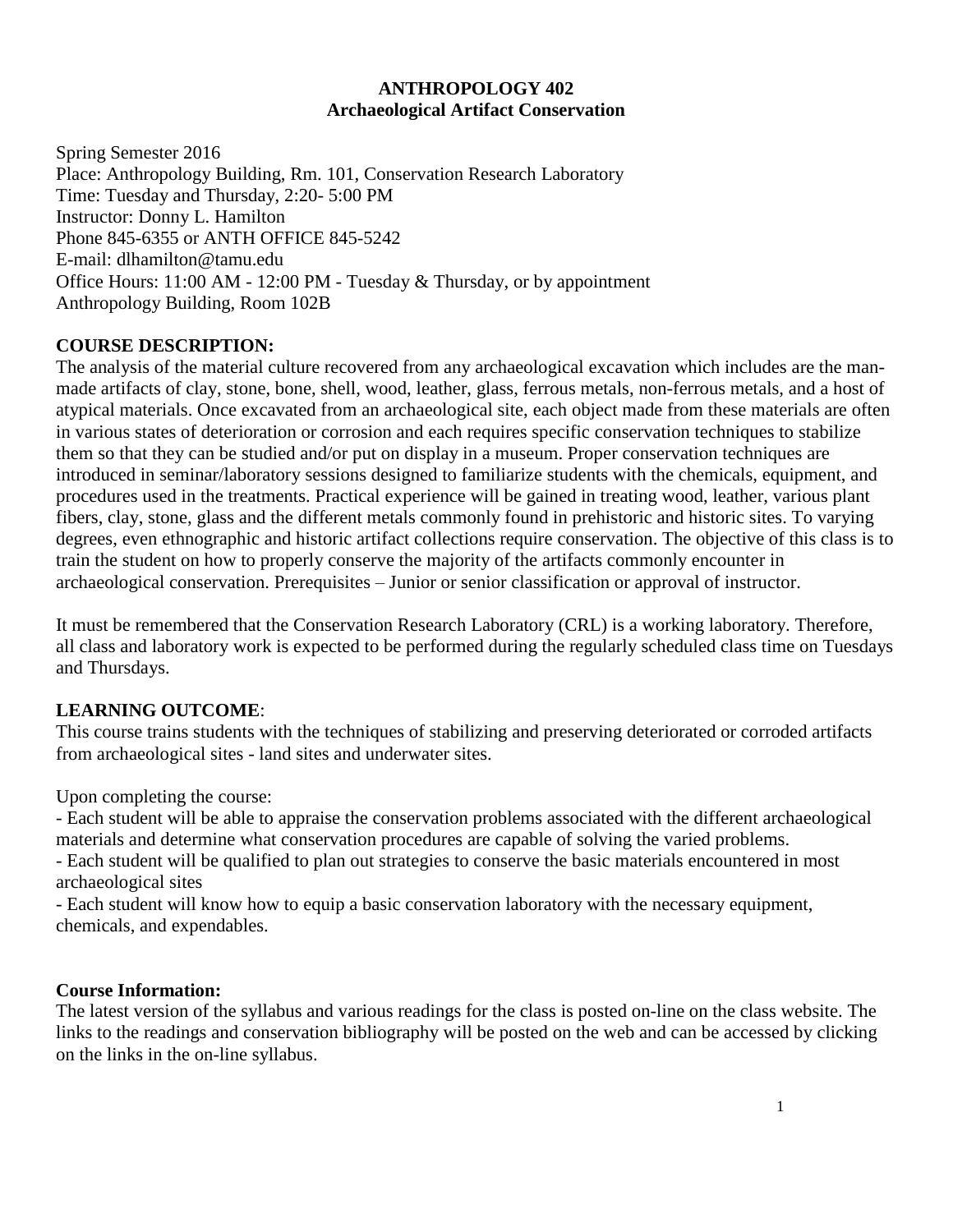**ANTHROPOLOGY 402**
**Archaeological Artifact Conservation**

Spring Semester 2016
Place: Anthropology Building, Rm. 101, Conservation Research Laboratory
Time: Tuesday and Thursday, 2:20- 5:00 PM
Instructor: Donny L. Hamilton
Phone 845-6355 or ANTH OFFICE 845-5242
E-mail: dlhamilton@tamu.edu
Office Hours: 11:00 AM - 12:00 PM - Tuesday & Thursday, or by appointment
Anthropology Building, Room 102B

## COURSE DESCRIPTION:

The analysis of the material culture recovered from any archaeological excavation which includes are the man-made artifacts of clay, stone, bone, shell, wood, leather, glass, ferrous metals, non-ferrous metals, and a host of atypical materials. Once excavated from an archaeological site, each object made from these materials are often in various states of deterioration or corrosion and each requires specific conservation techniques to stabilize them so that they can be studied and/or put on display in a museum. Proper conservation techniques are introduced in seminar/laboratory sessions designed to familiarize students with the chemicals, equipment, and procedures used in the treatments. Practical experience will be gained in treating wood, leather, various plant fibers, clay, stone, glass and the different metals commonly found in prehistoric and historic sites. To varying degrees, even ethnographic and historic artifact collections require conservation. The objective of this class is to train the student on how to properly conserve the majority of the artifacts commonly encounter in archaeological conservation. Prerequisites – Junior or senior classification or approval of instructor.

It must be remembered that the Conservation Research Laboratory (CRL) is a working laboratory. Therefore, all class and laboratory work is expected to be performed during the regularly scheduled class time on Tuesdays and Thursdays.

## LEARNING OUTCOME:

This course trains students with the techniques of stabilizing and preserving deteriorated or corroded artifacts from archaeological sites - land sites and underwater sites.

Upon completing the course:

- Each student will be able to appraise the conservation problems associated with the different archaeological materials and determine what conservation procedures are capable of solving the varied problems.
- Each student will be qualified to plan out strategies to conserve the basic materials encountered in most archaeological sites
- Each student will know how to equip a basic conservation laboratory with the necessary equipment, chemicals, and expendables.

## Course Information:

The latest version of the syllabus and various readings for the class is posted on-line on the class website. The links to the readings and conservation bibliography will be posted on the web and can be accessed by clicking on the links in the on-line syllabus.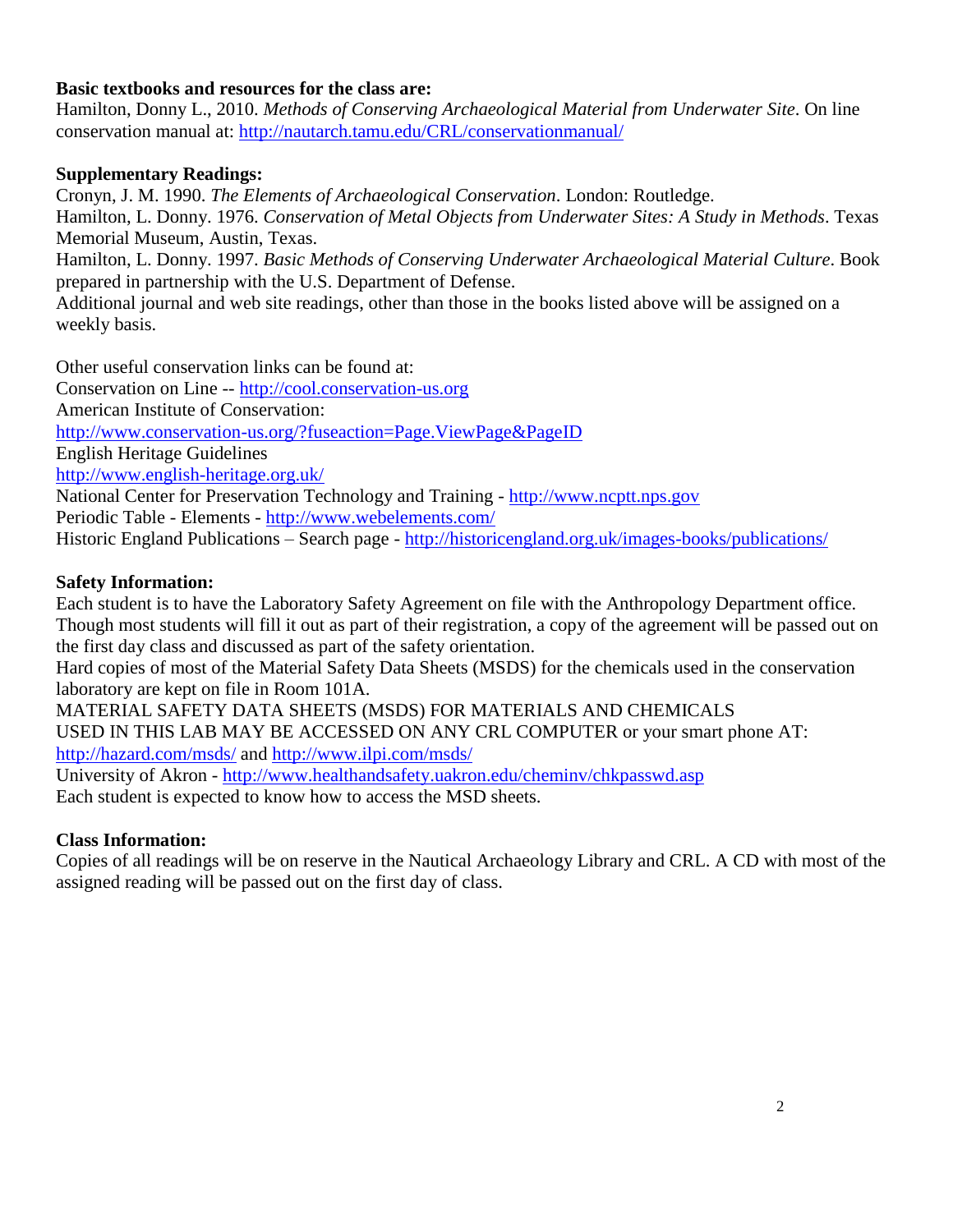**Basic textbooks and resources for the class are:**

Hamilton, Donny L., 2010. *Methods of Conserving Archaeological Material from Underwater Site*. On line conservation manual at: http://nautarch.tamu.edu/CRL/conservationmanual/

**Supplementary Readings:**

Cronyn, J. M. 1990. *The Elements of Archaeological Conservation*. London: Routledge.

Hamilton, L. Donny. 1976. *Conservation of Metal Objects from Underwater Sites: A Study in Methods*. Texas Memorial Museum, Austin, Texas.

Hamilton, L. Donny. 1997. *Basic Methods of Conserving Underwater Archaeological Material Culture*. Book prepared in partnership with the U.S. Department of Defense.

Additional journal and web site readings, other than those in the books listed above will be assigned on a weekly basis.

Other useful conservation links can be found at:

Conservation on Line -- http://cool.conservation-us.org

American Institute of Conservation:

http://www.conservation-us.org/?fuseaction=Page.ViewPage&PageID

English Heritage Guidelines

http://www.english-heritage.org.uk/

National Center for Preservation Technology and Training - http://www.ncptt.nps.gov

Periodic Table - Elements - http://www.webelements.com/

Historic England Publications – Search page - http://historicengland.org.uk/images-books/publications/

**Safety Information:**

Each student is to have the Laboratory Safety Agreement on file with the Anthropology Department office. Though most students will fill it out as part of their registration, a copy of the agreement will be passed out on the first day class and discussed as part of the safety orientation.

Hard copies of most of the Material Safety Data Sheets (MSDS) for the chemicals used in the conservation laboratory are kept on file in Room 101A.

MATERIAL SAFETY DATA SHEETS (MSDS) FOR MATERIALS AND CHEMICALS USED IN THIS LAB MAY BE ACCESSED ON ANY CRL COMPUTER or your smart phone AT: http://hazard.com/msds/ and http://www.ilpi.com/msds/

University of Akron - http://www.healthandsafety.uakron.edu/cheminv/chkpasswd.asp

Each student is expected to know how to access the MSD sheets.

**Class Information:**

Copies of all readings will be on reserve in the Nautical Archaeology Library and CRL. A CD with most of the assigned reading will be passed out on the first day of class.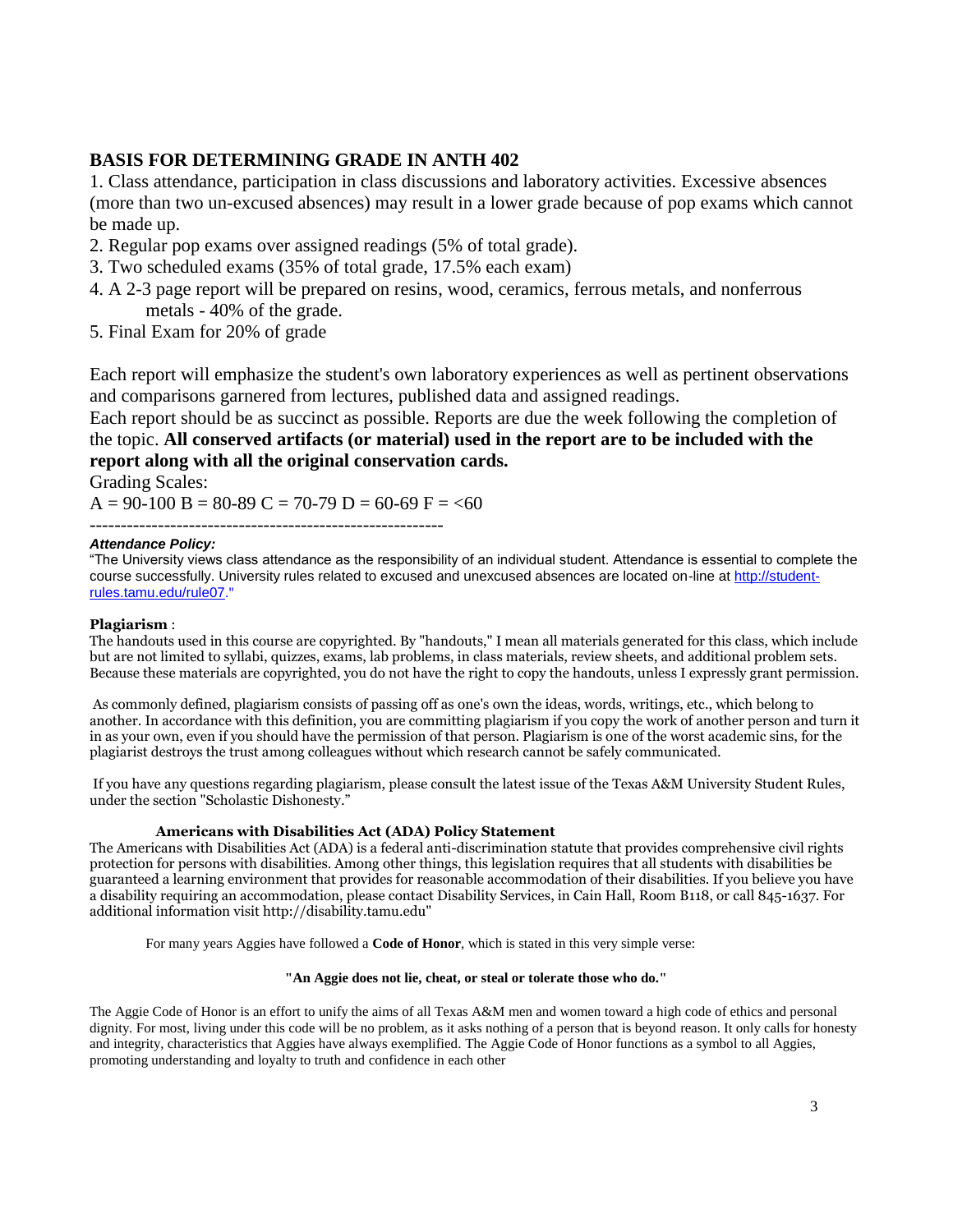## BASIS FOR DETERMINING GRADE IN ANTH 402

1. Class attendance, participation in class discussions and laboratory activities. Excessive absences (more than two un-excused absences) may result in a lower grade because of pop exams which cannot be made up.
2. Regular pop exams over assigned readings (5% of total grade).
3. Two scheduled exams (35% of total grade, 17.5% each exam)
4. A 2-3 page report will be prepared on resins, wood, ceramics, ferrous metals, and nonferrous metals - 40% of the grade.
5. Final Exam for 20% of grade

Each report will emphasize the student's own laboratory experiences as well as pertinent observations and comparisons garnered from lectures, published data and assigned readings.

Each report should be as succinct as possible. Reports are due the week following the completion of the topic. **All conserved artifacts (or material) used in the report are to be included with the report along with all the original conservation cards.**

Grading Scales:

A = 90-100 B = 80-89 C = 70-79 D = 60-69 F = <60

---

***Attendance Policy:***

"The University views class attendance as the responsibility of an individual student. Attendance is essential to complete the course successfully. University rules related to excused and unexcused absences are located on-line at http://student-rules.tamu.edu/rule07."

**Plagiarism** :

The handouts used in this course are copyrighted. By "handouts," I mean all materials generated for this class, which include but are not limited to syllabi, quizzes, exams, lab problems, in class materials, review sheets, and additional problem sets. Because these materials are copyrighted, you do not have the right to copy the handouts, unless I expressly grant permission.

As commonly defined, plagiarism consists of passing off as one's own the ideas, words, writings, etc., which belong to another. In accordance with this definition, you are committing plagiarism if you copy the work of another person and turn it in as your own, even if you should have the permission of that person. Plagiarism is one of the worst academic sins, for the plagiarist destroys the trust among colleagues without which research cannot be safely communicated.

If you have any questions regarding plagiarism, please consult the latest issue of the Texas A&M University Student Rules, under the section "Scholastic Dishonesty."

**Americans with Disabilities Act (ADA) Policy Statement**

The Americans with Disabilities Act (ADA) is a federal anti-discrimination statute that provides comprehensive civil rights protection for persons with disabilities. Among other things, this legislation requires that all students with disabilities be guaranteed a learning environment that provides for reasonable accommodation of their disabilities. If you believe you have a disability requiring an accommodation, please contact Disability Services, in Cain Hall, Room B118, or call 845-1637. For additional information visit http://disability.tamu.edu"

For many years Aggies have followed a **Code of Honor**, which is stated in this very simple verse:

**"An Aggie does not lie, cheat, or steal or tolerate those who do."**

The Aggie Code of Honor is an effort to unify the aims of all Texas A&M men and women toward a high code of ethics and personal dignity. For most, living under this code will be no problem, as it asks nothing of a person that is beyond reason. It only calls for honesty and integrity, characteristics that Aggies have always exemplified. The Aggie Code of Honor functions as a symbol to all Aggies, promoting understanding and loyalty to truth and confidence in each other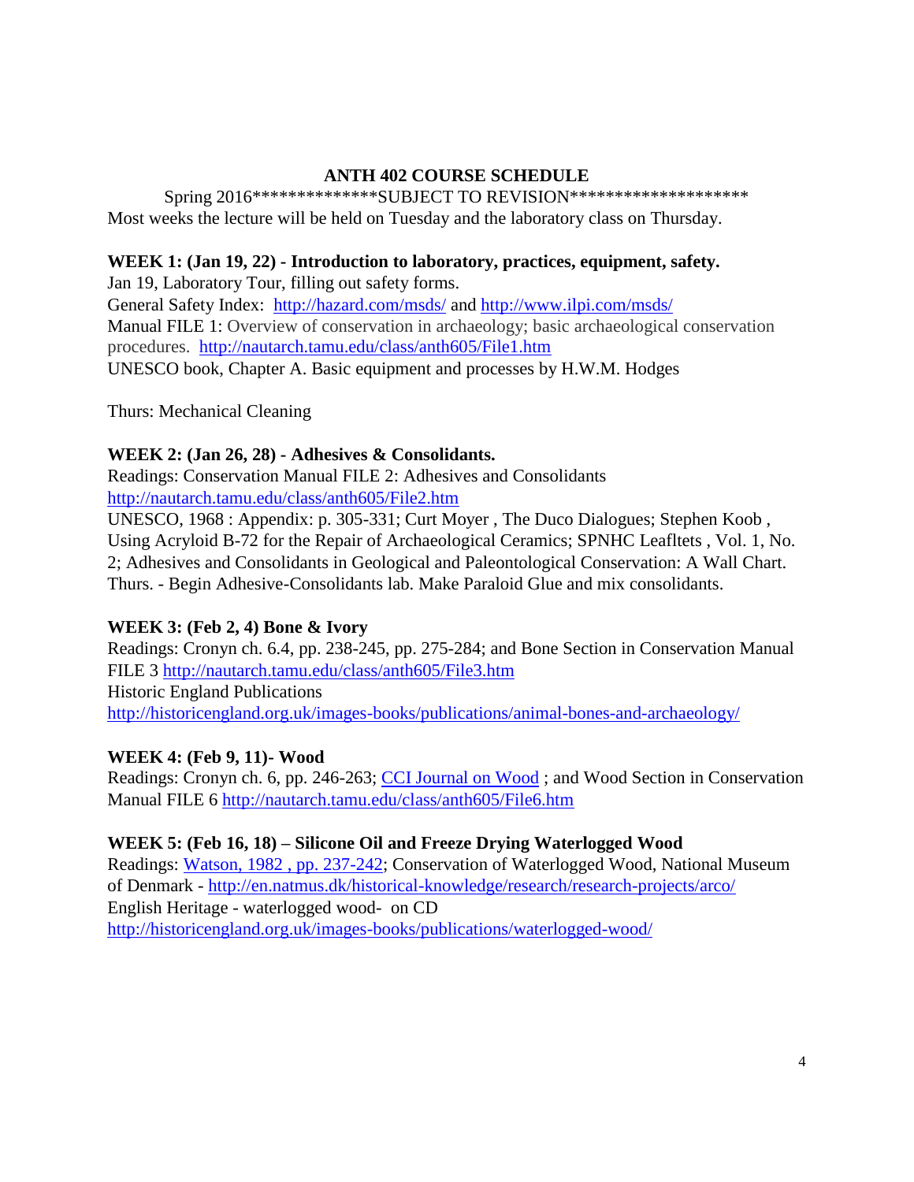## ANTH 402 COURSE SCHEDULE

Spring 2016**************SUBJECT TO REVISION********************

Most weeks the lecture will be held on Tuesday and the laboratory class on Thursday.

**WEEK 1: (Jan 19, 22) - Introduction to laboratory, practices, equipment, safety.**

Jan 19, Laboratory Tour, filling out safety forms.

General Safety Index: http://hazard.com/msds/ and http://www.ilpi.com/msds/

Manual FILE 1: Overview of conservation in archaeology; basic archaeological conservation procedures. http://nautarch.tamu.edu/class/anth605/File1.htm

UNESCO book, Chapter A. Basic equipment and processes by H.W.M. Hodges

Thurs: Mechanical Cleaning

**WEEK 2: (Jan 26, 28) - Adhesives & Consolidants.**

Readings: Conservation Manual FILE 2: Adhesives and Consolidants http://nautarch.tamu.edu/class/anth605/File2.htm

UNESCO, 1968 : Appendix: p. 305-331; Curt Moyer , The Duco Dialogues; Stephen Koob , Using Acryloid B-72 for the Repair of Archaeological Ceramics; SPNHC Leafltets , Vol. 1, No. 2; Adhesives and Consolidants in Geological and Paleontological Conservation: A Wall Chart.

Thurs. - Begin Adhesive-Consolidants lab. Make Paraloid Glue and mix consolidants.

**WEEK 3: (Feb 2, 4) Bone & Ivory**

Readings: Cronyn ch. 6.4, pp. 238-245, pp. 275-284; and Bone Section in Conservation Manual FILE 3 http://nautarch.tamu.edu/class/anth605/File3.htm

Historic England Publications

http://historicengland.org.uk/images-books/publications/animal-bones-and-archaeology/

**WEEK 4: (Feb 9, 11)- Wood**

Readings: Cronyn ch. 6, pp. 246-263; CCI Journal on Wood ; and Wood Section in Conservation Manual FILE 6 http://nautarch.tamu.edu/class/anth605/File6.htm

**WEEK 5: (Feb 16, 18) – Silicone Oil and Freeze Drying Waterlogged Wood**

Readings: Watson, 1982 , pp. 237-242; Conservation of Waterlogged Wood, National Museum of Denmark - http://en.natmus.dk/historical-knowledge/research/research-projects/arco/

English Heritage - waterlogged wood- on CD

http://historicengland.org.uk/images-books/publications/waterlogged-wood/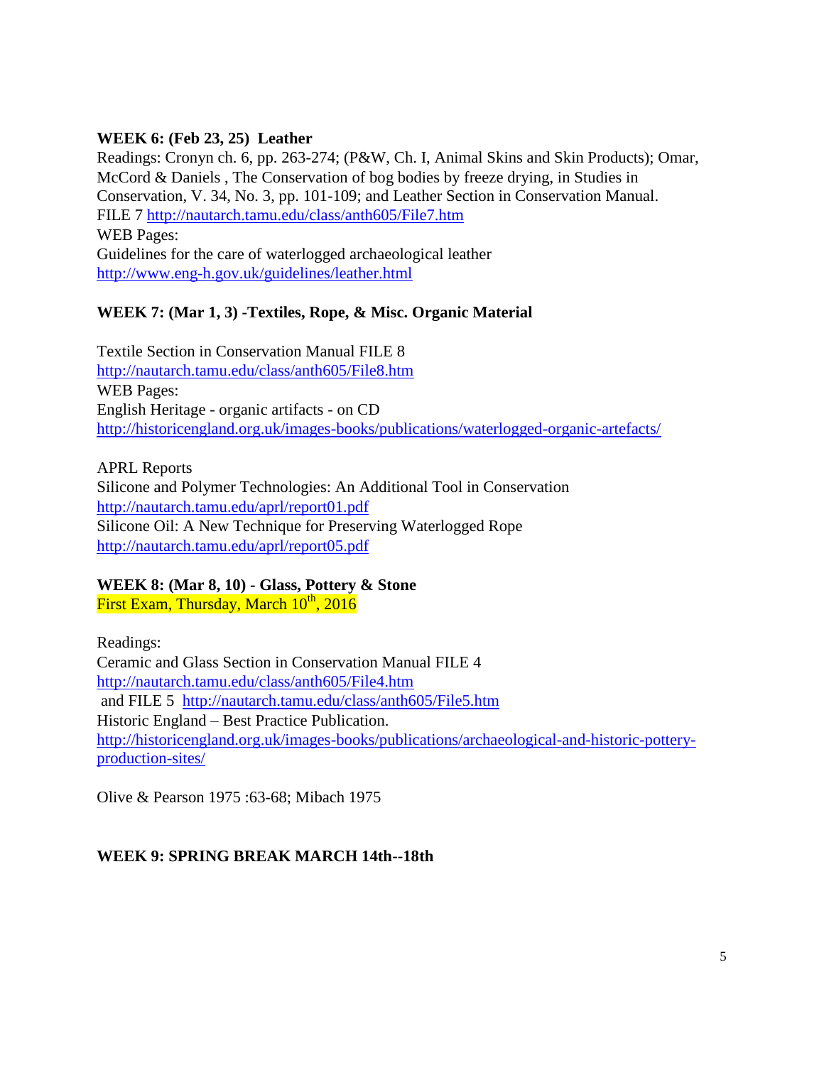**WEEK 6: (Feb 23, 25) Leather**

Readings: Cronyn ch. 6, pp. 263-274; (P&W, Ch. I, Animal Skins and Skin Products); Omar, McCord & Daniels , The Conservation of bog bodies by freeze drying, in Studies in Conservation, V. 34, No. 3, pp. 101-109; and Leather Section in Conservation Manual.
FILE 7 http://nautarch.tamu.edu/class/anth605/File7.htm
WEB Pages:
Guidelines for the care of waterlogged archaeological leather
http://www.eng-h.gov.uk/guidelines/leather.html

**WEEK 7: (Mar 1, 3) -Textiles, Rope, & Misc. Organic Material**

Textile Section in Conservation Manual FILE 8
http://nautarch.tamu.edu/class/anth605/File8.htm
WEB Pages:
English Heritage - organic artifacts - on CD
http://historicengland.org.uk/images-books/publications/waterlogged-organic-artefacts/

APRL Reports
Silicone and Polymer Technologies: An Additional Tool in Conservation
http://nautarch.tamu.edu/aprl/report01.pdf
Silicone Oil: A New Technique for Preserving Waterlogged Rope
http://nautarch.tamu.edu/aprl/report05.pdf

**WEEK 8: (Mar 8, 10) - Glass, Pottery & Stone**
First Exam, Thursday, March 10th, 2016

Readings:
Ceramic and Glass Section in Conservation Manual FILE 4
http://nautarch.tamu.edu/class/anth605/File4.htm
and FILE 5 http://nautarch.tamu.edu/class/anth605/File5.htm
Historic England – Best Practice Publication.
http://historicengland.org.uk/images-books/publications/archaeological-and-historic-pottery-production-sites/

Olive & Pearson 1975 :63-68; Mibach 1975

**WEEK 9: SPRING BREAK MARCH 14th--18th**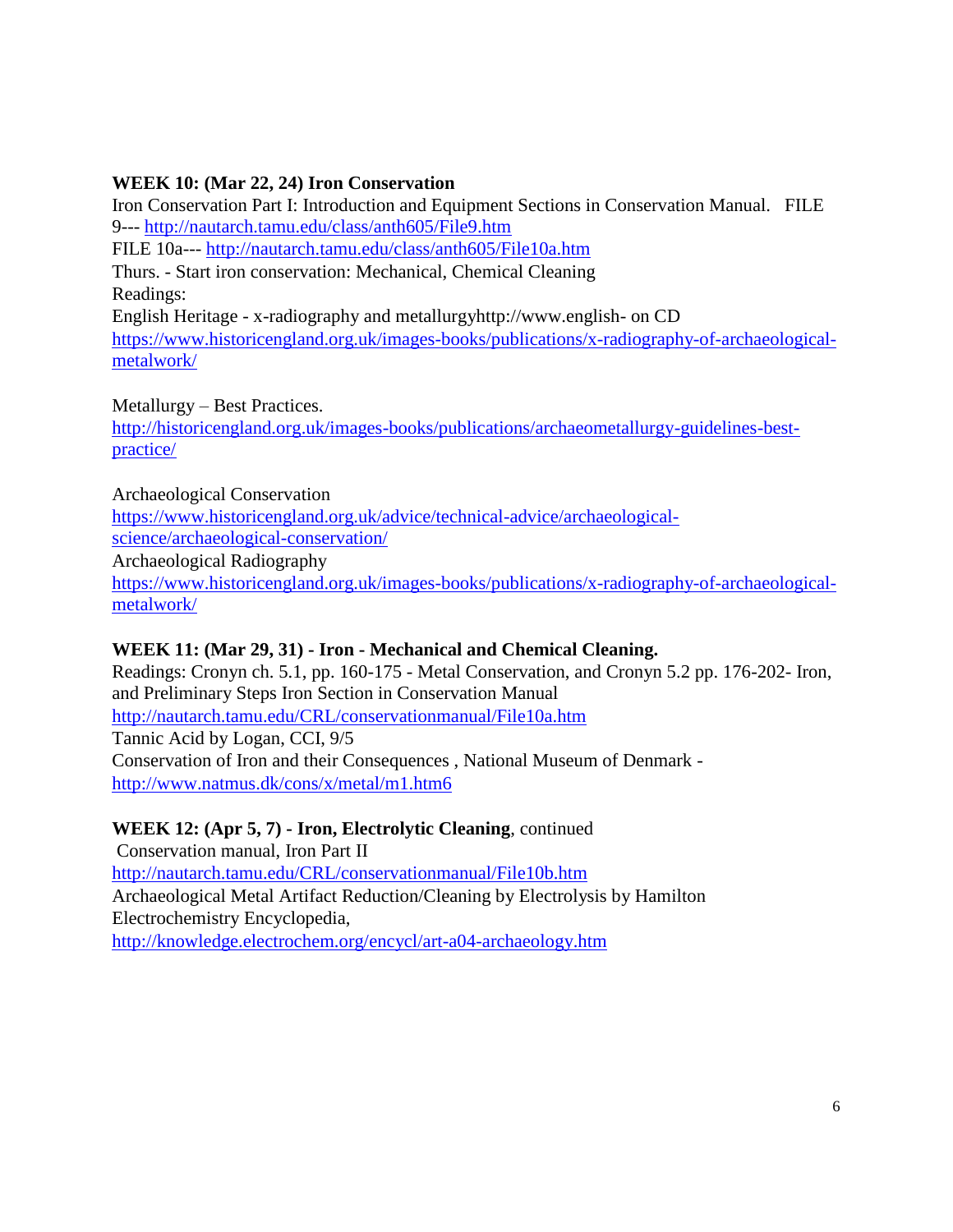**WEEK 10: (Mar 22, 24) Iron Conservation**

Iron Conservation Part I: Introduction and Equipment Sections in Conservation Manual. FILE 9--- http://nautarch.tamu.edu/class/anth605/File9.htm

FILE 10a--- http://nautarch.tamu.edu/class/anth605/File10a.htm

Thurs. - Start iron conservation: Mechanical, Chemical Cleaning

Readings:

English Heritage - x-radiography and metallurgyhttp://www.english- on CD

https://www.historicengland.org.uk/images-books/publications/x-radiography-of-archaeological-metalwork/

Metallurgy – Best Practices.

http://historicengland.org.uk/images-books/publications/archaeometallurgy-guidelines-best-practice/

Archaeological Conservation

https://www.historicengland.org.uk/advice/technical-advice/archaeological-science/archaeological-conservation/

Archaeological Radiography

https://www.historicengland.org.uk/images-books/publications/x-radiography-of-archaeological-metalwork/

**WEEK 11: (Mar 29, 31) - Iron - Mechanical and Chemical Cleaning.**

Readings: Cronyn ch. 5.1, pp. 160-175 - Metal Conservation, and Cronyn 5.2 pp. 176-202- Iron, and Preliminary Steps Iron Section in Conservation Manual

http://nautarch.tamu.edu/CRL/conservationmanual/File10a.htm

Tannic Acid by Logan, CCI, 9/5

Conservation of Iron and their Consequences , National Museum of Denmark - http://www.natmus.dk/cons/x/metal/m1.htm6

**WEEK 12: (Apr 5, 7) - Iron, Electrolytic Cleaning**, continued

Conservation manual, Iron Part II

http://nautarch.tamu.edu/CRL/conservationmanual/File10b.htm

Archaeological Metal Artifact Reduction/Cleaning by Electrolysis by Hamilton

Electrochemistry Encyclopedia,

http://knowledge.electrochem.org/encycl/art-a04-archaeology.htm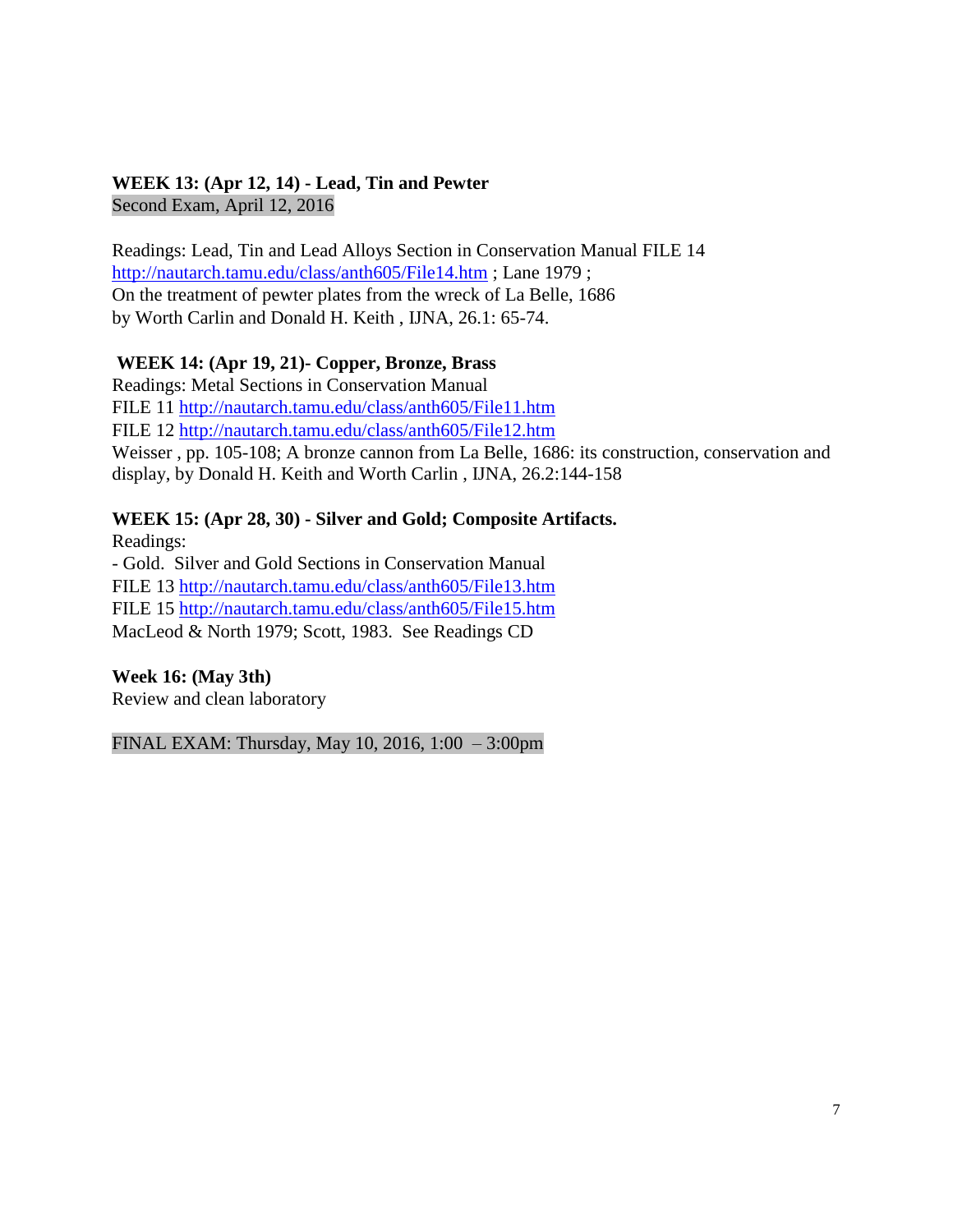**WEEK 13: (Apr 12, 14) - Lead, Tin and Pewter**

Second Exam, April 12, 2016

Readings: Lead, Tin and Lead Alloys Section in Conservation Manual FILE 14
http://nautarch.tamu.edu/class/anth605/File14.htm ; Lane 1979 ;
On the treatment of pewter plates from the wreck of La Belle, 1686
by Worth Carlin and Donald H. Keith , IJNA, 26.1: 65-74.

**WEEK 14: (Apr 19, 21)- Copper, Bronze, Brass**

Readings: Metal Sections in Conservation Manual
FILE 11 http://nautarch.tamu.edu/class/anth605/File11.htm
FILE 12 http://nautarch.tamu.edu/class/anth605/File12.htm
Weisser , pp. 105-108; A bronze cannon from La Belle, 1686: its construction, conservation and display, by Donald H. Keith and Worth Carlin , IJNA, 26.2:144-158

**WEEK 15: (Apr 28, 30) - Silver and Gold; Composite Artifacts.**

Readings:
- Gold. Silver and Gold Sections in Conservation Manual
FILE 13 http://nautarch.tamu.edu/class/anth605/File13.htm
FILE 15 http://nautarch.tamu.edu/class/anth605/File15.htm
MacLeod & North 1979; Scott, 1983. See Readings CD

**Week 16: (May 3th)**

Review and clean laboratory

FINAL EXAM: Thursday, May 10, 2016, 1:00 – 3:00pm